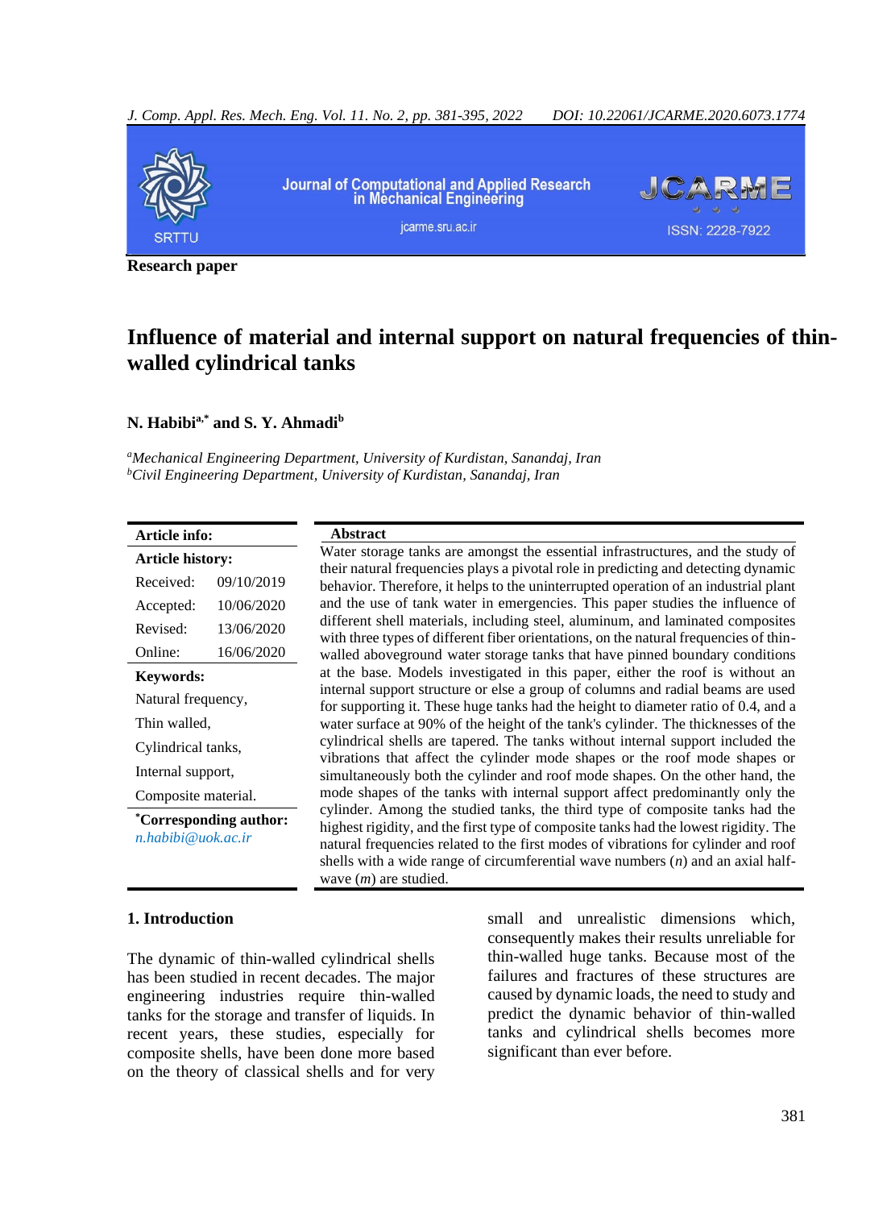Research paper

# Influence of material and internal support on natural frequencies of thin-walled cylindrical tanks

**N. Habibi[a,*] and S. Y. Ahmadi[b]**

[a]*Mechanical Engineering Department, University of Kurdistan, Sanandaj, Iran*
[b]*Civil Engineering Department, University of Kurdistan, Sanandaj, Iran*

| **Article info:** | |
|---|---|
| **Article history:** | |
| Received: | 09/10/2019 |
| Accepted: | 10/06/2020 |
| Revised: | 13/06/2020 |
| Online: | 16/06/2020 |

**Keywords:**
Natural frequency,
Thin walled,
Cylindrical tanks,
Internal support,
Composite material.

**\*Corresponding author:**
*n.habibi@uok.ac.ir*

## Abstract

Water storage tanks are amongst the essential infrastructures, and the study of their natural frequencies plays a pivotal role in predicting and detecting dynamic behavior. Therefore, it helps to the uninterrupted operation of an industrial plant and the use of tank water in emergencies. This paper studies the influence of different shell materials, including steel, aluminum, and laminated composites with three types of different fiber orientations, on the natural frequencies of thin-walled aboveground water storage tanks that have pinned boundary conditions at the base. Models investigated in this paper, either the roof is without an internal support structure or else a group of columns and radial beams are used for supporting it. These huge tanks had the height to diameter ratio of 0.4, and a water surface at 90% of the height of the tank's cylinder. The thicknesses of the cylindrical shells are tapered. The tanks without internal support included the vibrations that affect the cylinder mode shapes or the roof mode shapes or simultaneously both the cylinder and roof mode shapes. On the other hand, the mode shapes of the tanks with internal support affect predominantly only the cylinder. Among the studied tanks, the third type of composite tanks had the highest rigidity, and the first type of composite tanks had the lowest rigidity. The natural frequencies related to the first modes of vibrations for cylinder and roof shells with a wide range of circumferential wave numbers ($n$) and an axial half-wave ($m$) are studied.

## 1. Introduction

The dynamic of thin-walled cylindrical shells has been studied in recent decades. The major engineering industries require thin-walled tanks for the storage and transfer of liquids. In recent years, these studies, especially for composite shells, have been done more based on the theory of classical shells and for very small and unrealistic dimensions which, consequently makes their results unreliable for thin-walled huge tanks. Because most of the failures and fractures of these structures are caused by dynamic loads, the need to study and predict the dynamic behavior of thin-walled tanks and cylindrical shells becomes more significant than ever before.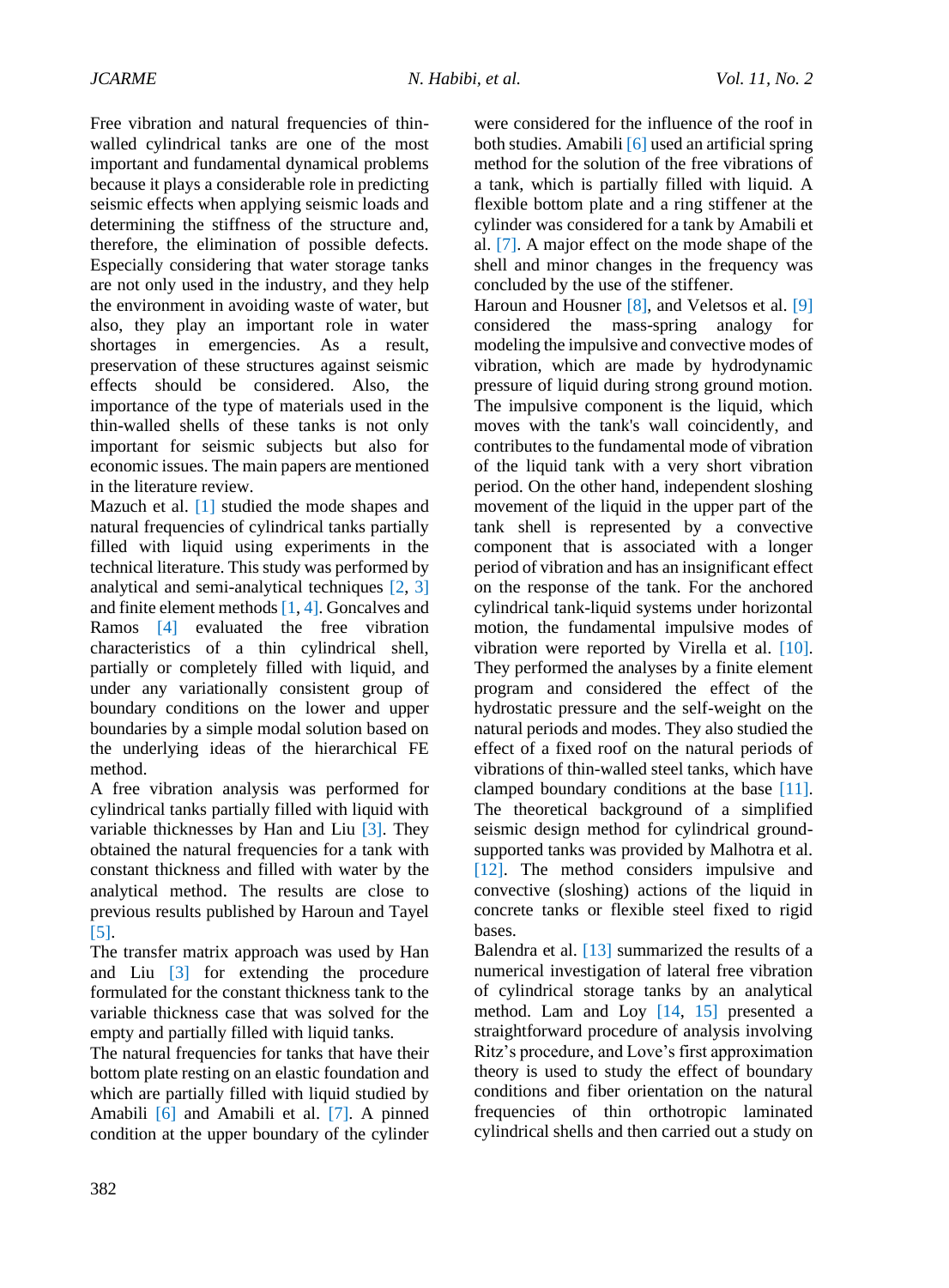Free vibration and natural frequencies of thin-walled cylindrical tanks are one of the most important and fundamental dynamical problems because it plays a considerable role in predicting seismic effects when applying seismic loads and determining the stiffness of the structure and, therefore, the elimination of possible defects. Especially considering that water storage tanks are not only used in the industry, and they help the environment in avoiding waste of water, but also, they play an important role in water shortages in emergencies. As a result, preservation of these structures against seismic effects should be considered. Also, the importance of the type of materials used in the thin-walled shells of these tanks is not only important for seismic subjects but also for economic issues. The main papers are mentioned in the literature review.

Mazuch et al. [1] studied the mode shapes and natural frequencies of cylindrical tanks partially filled with liquid using experiments in the technical literature. This study was performed by analytical and semi-analytical techniques [2, 3] and finite element methods [1, 4]. Goncalves and Ramos [4] evaluated the free vibration characteristics of a thin cylindrical shell, partially or completely filled with liquid, and under any variationally consistent group of boundary conditions on the lower and upper boundaries by a simple modal solution based on the underlying ideas of the hierarchical FE method.

A free vibration analysis was performed for cylindrical tanks partially filled with liquid with variable thicknesses by Han and Liu [3]. They obtained the natural frequencies for a tank with constant thickness and filled with water by the analytical method. The results are close to previous results published by Haroun and Tayel [5].

The transfer matrix approach was used by Han and Liu [3] for extending the procedure formulated for the constant thickness tank to the variable thickness case that was solved for the empty and partially filled with liquid tanks.

The natural frequencies for tanks that have their bottom plate resting on an elastic foundation and which are partially filled with liquid studied by Amabili [6] and Amabili et al. [7]. A pinned condition at the upper boundary of the cylinder were considered for the influence of the roof in both studies. Amabili [6] used an artificial spring method for the solution of the free vibrations of a tank, which is partially filled with liquid. A flexible bottom plate and a ring stiffener at the cylinder was considered for a tank by Amabili et al. [7]. A major effect on the mode shape of the shell and minor changes in the frequency was concluded by the use of the stiffener.

Haroun and Housner [8], and Veletsos et al. [9] considered the mass-spring analogy for modeling the impulsive and convective modes of vibration, which are made by hydrodynamic pressure of liquid during strong ground motion. The impulsive component is the liquid, which moves with the tank's wall coincidently, and contributes to the fundamental mode of vibration of the liquid tank with a very short vibration period. On the other hand, independent sloshing movement of the liquid in the upper part of the tank shell is represented by a convective component that is associated with a longer period of vibration and has an insignificant effect on the response of the tank. For the anchored cylindrical tank-liquid systems under horizontal motion, the fundamental impulsive modes of vibration were reported by Virella et al. [10]. They performed the analyses by a finite element program and considered the effect of the hydrostatic pressure and the self-weight on the natural periods and modes. They also studied the effect of a fixed roof on the natural periods of vibrations of thin-walled steel tanks, which have clamped boundary conditions at the base [11]. The theoretical background of a simplified seismic design method for cylindrical ground-supported tanks was provided by Malhotra et al. [12]. The method considers impulsive and convective (sloshing) actions of the liquid in concrete tanks or flexible steel fixed to rigid bases.

Balendra et al. [13] summarized the results of a numerical investigation of lateral free vibration of cylindrical storage tanks by an analytical method. Lam and Loy [14, 15] presented a straightforward procedure of analysis involving Ritz's procedure, and Love's first approximation theory is used to study the effect of boundary conditions and fiber orientation on the natural frequencies of thin orthotropic laminated cylindrical shells and then carried out a study on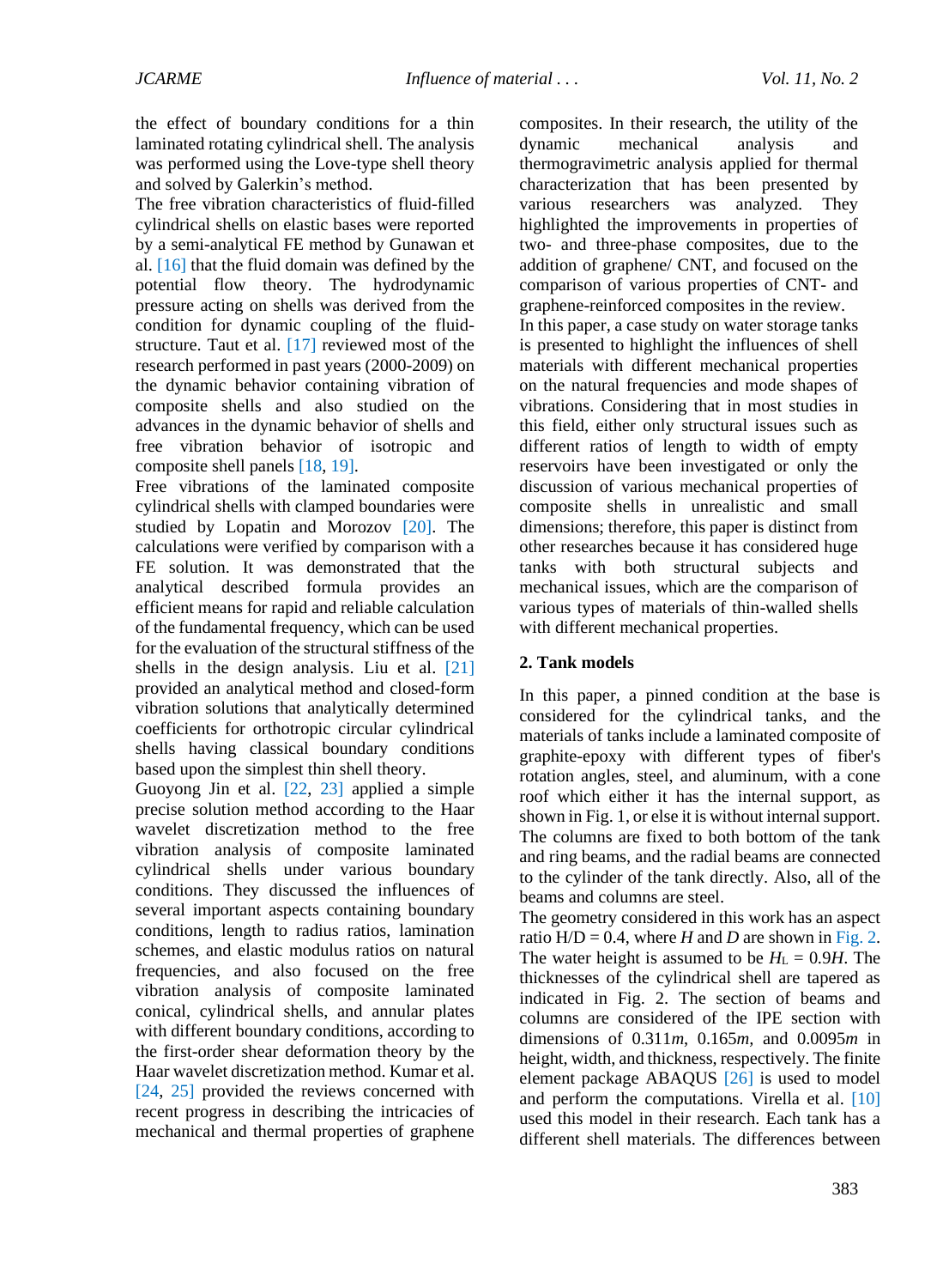the effect of boundary conditions for a thin laminated rotating cylindrical shell. The analysis was performed using the Love-type shell theory and solved by Galerkin's method.

The free vibration characteristics of fluid-filled cylindrical shells on elastic bases were reported by a semi-analytical FE method by Gunawan et al. [16] that the fluid domain was defined by the potential flow theory. The hydrodynamic pressure acting on shells was derived from the condition for dynamic coupling of the fluid-structure. Taut et al. [17] reviewed most of the research performed in past years (2000-2009) on the dynamic behavior containing vibration of composite shells and also studied on the advances in the dynamic behavior of shells and free vibration behavior of isotropic and composite shell panels [18, 19].

Free vibrations of the laminated composite cylindrical shells with clamped boundaries were studied by Lopatin and Morozov [20]. The calculations were verified by comparison with a FE solution. It was demonstrated that the analytical described formula provides an efficient means for rapid and reliable calculation of the fundamental frequency, which can be used for the evaluation of the structural stiffness of the shells in the design analysis. Liu et al. [21] provided an analytical method and closed-form vibration solutions that analytically determined coefficients for orthotropic circular cylindrical shells having classical boundary conditions based upon the simplest thin shell theory.

Guoyong Jin et al. [22, 23] applied a simple precise solution method according to the Haar wavelet discretization method to the free vibration analysis of composite laminated cylindrical shells under various boundary conditions. They discussed the influences of several important aspects containing boundary conditions, length to radius ratios, lamination schemes, and elastic modulus ratios on natural frequencies, and also focused on the free vibration analysis of composite laminated conical, cylindrical shells, and annular plates with different boundary conditions, according to the first-order shear deformation theory by the Haar wavelet discretization method. Kumar et al. [24, 25] provided the reviews concerned with recent progress in describing the intricacies of mechanical and thermal properties of graphene composites. In their research, the utility of the dynamic mechanical analysis and thermogravimetric analysis applied for thermal characterization that has been presented by various researchers was analyzed. They highlighted the improvements in properties of two- and three-phase composites, due to the addition of graphene/ CNT, and focused on the comparison of various properties of CNT- and graphene-reinforced composites in the review.

In this paper, a case study on water storage tanks is presented to highlight the influences of shell materials with different mechanical properties on the natural frequencies and mode shapes of vibrations. Considering that in most studies in this field, either only structural issues such as different ratios of length to width of empty reservoirs have been investigated or only the discussion of various mechanical properties of composite shells in unrealistic and small dimensions; therefore, this paper is distinct from other researches because it has considered huge tanks with both structural subjects and mechanical issues, which are the comparison of various types of materials of thin-walled shells with different mechanical properties.

## 2. Tank models

In this paper, a pinned condition at the base is considered for the cylindrical tanks, and the materials of tanks include a laminated composite of graphite-epoxy with different types of fiber's rotation angles, steel, and aluminum, with a cone roof which either it has the internal support, as shown in Fig. 1, or else it is without internal support. The columns are fixed to both bottom of the tank and ring beams, and the radial beams are connected to the cylinder of the tank directly. Also, all of the beams and columns are steel.

The geometry considered in this work has an aspect ratio H/D = 0.4, where $H$ and $D$ are shown in Fig. 2. The water height is assumed to be $H_L = 0.9H$. The thicknesses of the cylindrical shell are tapered as indicated in Fig. 2. The section of beams and columns are considered of the IPE section with dimensions of 0.311*m*, 0.165*m*, and 0.0095*m* in height, width, and thickness, respectively. The finite element package ABAQUS [26] is used to model and perform the computations. Virella et al. [10] used this model in their research. Each tank has a different shell materials. The differences between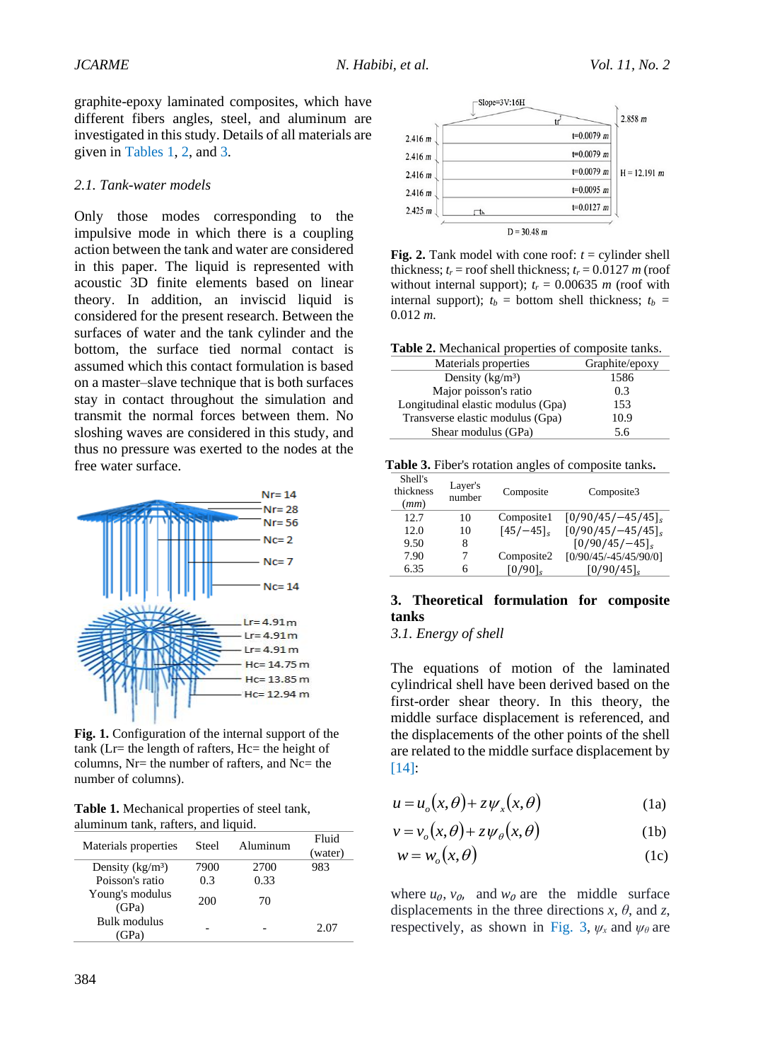graphite-epoxy laminated composites, which have different fibers angles, steel, and aluminum are investigated in this study. Details of all materials are given in Tables 1, 2, and 3.

### 2.1. Tank-water models

Only those modes corresponding to the impulsive mode in which there is a coupling action between the tank and water are considered in this paper. The liquid is represented with acoustic 3D finite elements based on linear theory. In addition, an inviscid liquid is considered for the present research. Between the surfaces of water and the tank cylinder and the bottom, the surface tied normal contact is assumed which this contact formulation is based on a master–slave technique that is both surfaces stay in contact throughout the simulation and transmit the normal forces between them. No sloshing waves are considered in this study, and thus no pressure was exerted to the nodes at the free water surface.

**Fig. 1.** Configuration of the internal support of the tank (Lr= the length of rafters, Hc= the height of columns, Nr= the number of rafters, and Nc= the number of columns).

**Table 1.** Mechanical properties of steel tank, aluminum tank, rafters, and liquid.

| Materials properties | Steel | Aluminum | Fluid (water) |
|---|---|---|---|
| Density (kg/m³) | 7900 | 2700 | 983 |
| Poisson's ratio | 0.3 | 0.33 | |
| Young's modulus (GPa) | 200 | 70 | |
| Bulk modulus (GPa) | - | - | 2.07 |

**Fig. 2.** Tank model with cone roof: $t$ = cylinder shell thickness; $t_r$ = roof shell thickness; $t_r$ = 0.0127 $m$ (roof without internal support); $t_r$ = 0.00635 $m$ (roof with internal support); $t_b$ = bottom shell thickness; $t_b$ = 0.012 $m$.

**Table 2.** Mechanical properties of composite tanks.

| Materials properties | Graphite/epoxy |
|---|---|
| Density (kg/m³) | 1586 |
| Major poisson's ratio | 0.3 |
| Longitudinal elastic modulus (Gpa) | 153 |
| Transverse elastic modulus (Gpa) | 10.9 |
| Shear modulus (GPa) | 5.6 |

**Table 3.** Fiber's rotation angles of composite tanks.

| Shell's thickness (*mm*) | Layer's number | Composite | Composite3 |
|---|---|---|---|
| 12.7 | 10 | Composite1 | $[0/90/45/-45/45]_s$ |
| 12.0 | 10 | $[45/-45]_s$ | $[0/90/45/-45/45]_s$ |
| 9.50 | 8 | | $[0/90/45/-45]_s$ |
| 7.90 | 7 | Composite2 | [0/90/45/-45/45/90/0] |
| 6.35 | 6 | $[0/90]_s$ | $[0/90/45]_s$ |

## 3. Theoretical formulation for composite tanks

### 3.1. Energy of shell

The equations of motion of the laminated cylindrical shell have been derived based on the first-order shear theory. In this theory, the middle surface displacement is referenced, and the displacements of the other points of the shell are related to the middle surface displacement by [14]:

$$u = u_o(x,\theta) + z\psi_x(x,\theta) \tag{1a}$$

$$v = v_o(x,\theta) + z\psi_\theta(x,\theta) \tag{1b}$$

$$w = w_o(x,\theta) \tag{1c}$$

where $u_0$, $v_0$, and $w_0$ are the middle surface displacements in the three directions $x$, $\theta$, and $z$, respectively, as shown in Fig. 3, $\psi_x$ and $\psi_\theta$ are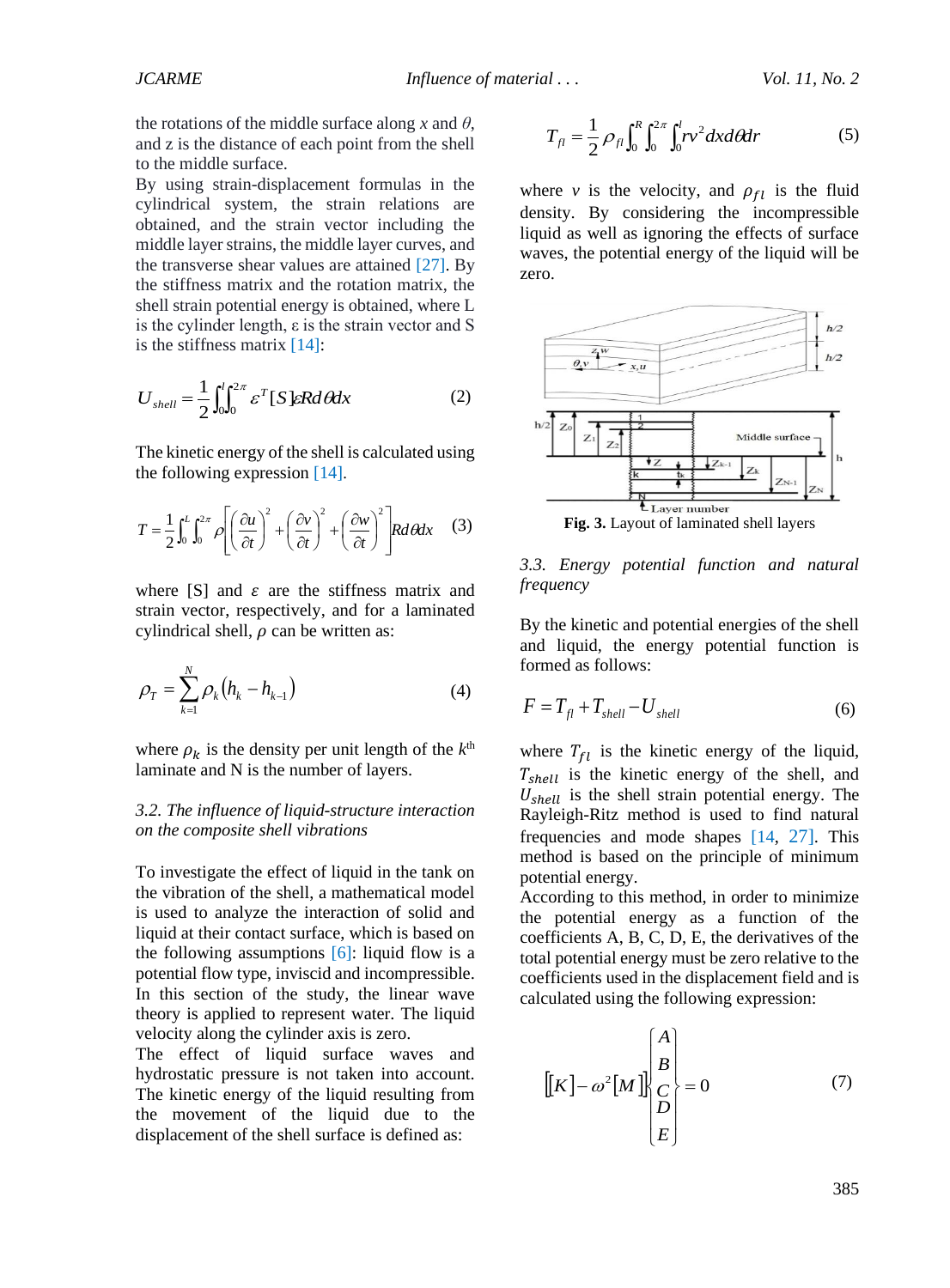the rotations of the middle surface along $x$ and $\theta$, and z is the distance of each point from the shell to the middle surface.

By using strain-displacement formulas in the cylindrical system, the strain relations are obtained, and the strain vector including the middle layer strains, the middle layer curves, and the transverse shear values are attained [27]. By the stiffness matrix and the rotation matrix, the shell strain potential energy is obtained, where L is the cylinder length, ε is the strain vector and S is the stiffness matrix [14]:

$$U_{shell} = \frac{1}{2}\int_0^l\int_0^{2\pi} \varepsilon^T [S]\varepsilon R d\theta dx \tag{2}$$

The kinetic energy of the shell is calculated using the following expression [14].

$$T = \frac{1}{2}\int_0^L\int_0^{2\pi} \rho\left[\left(\frac{\partial u}{\partial t}\right)^2 + \left(\frac{\partial v}{\partial t}\right)^2 + \left(\frac{\partial w}{\partial t}\right)^2\right] R d\theta dx \tag{3}$$

where [S] and $\varepsilon$ are the stiffness matrix and strain vector, respectively, and for a laminated cylindrical shell, $\rho$ can be written as:

$$\rho_T = \sum_{k=1}^{N} \rho_k \left(h_k - h_{k-1}\right) \tag{4}$$

where $\rho_k$ is the density per unit length of the $k^{th}$ laminate and N is the number of layers.

*3.2. The influence of liquid-structure interaction on the composite shell vibrations*

To investigate the effect of liquid in the tank on the vibration of the shell, a mathematical model is used to analyze the interaction of solid and liquid at their contact surface, which is based on the following assumptions [6]: liquid flow is a potential flow type, inviscid and incompressible. In this section of the study, the linear wave theory is applied to represent water. The liquid velocity along the cylinder axis is zero.

The effect of liquid surface waves and hydrostatic pressure is not taken into account. The kinetic energy of the liquid resulting from the movement of the liquid due to the displacement of the shell surface is defined as:

$$T_{fl} = \frac{1}{2}\rho_{fl}\int_0^R\int_0^{2\pi}\int_0^l r v^2 dx d\theta dr \tag{5}$$

where $v$ is the velocity, and $\rho_{fl}$ is the fluid density. By considering the incompressible liquid as well as ignoring the effects of surface waves, the potential energy of the liquid will be zero.

**Fig. 3.** Layout of laminated shell layers

*3.3. Energy potential function and natural frequency*

By the kinetic and potential energies of the shell and liquid, the energy potential function is formed as follows:

$$F = T_{fl} + T_{shell} - U_{shell} \tag{6}$$

where $T_{fl}$ is the kinetic energy of the liquid, $T_{shell}$ is the kinetic energy of the shell, and $U_{shell}$ is the shell strain potential energy. The Rayleigh-Ritz method is used to find natural frequencies and mode shapes [14, 27]. This method is based on the principle of minimum potential energy.

According to this method, in order to minimize the potential energy as a function of the coefficients A, B, C, D, E, the derivatives of the total potential energy must be zero relative to the coefficients used in the displacement field and is calculated using the following expression:

$$\left[[K] - \omega^2[M]\right]\begin{Bmatrix} A \\ B \\ C \\ D \\ E \end{Bmatrix} = 0 \tag{7}$$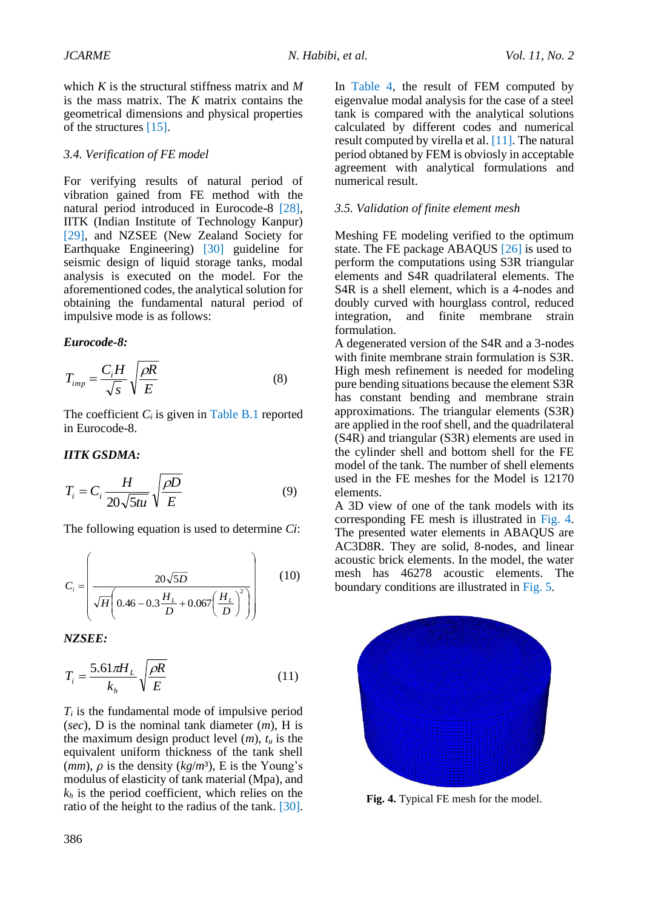which $K$ is the structural stiffness matrix and $M$ is the mass matrix. The $K$ matrix contains the geometrical dimensions and physical properties of the structures [15].

### 3.4. Verification of FE model

For verifying results of natural period of vibration gained from FE method with the natural period introduced in Eurocode-8 [28], IITK (Indian Institute of Technology Kanpur) [29], and NZSEE (New Zealand Society for Earthquake Engineering) [30] guideline for seismic design of liquid storage tanks, modal analysis is executed on the model. For the aforementioned codes, the analytical solution for obtaining the fundamental natural period of impulsive mode is as follows:

***Eurocode-8:***

$$T_{imp} = \frac{C_i H}{\sqrt{s}} \sqrt{\frac{\rho R}{E}} \tag{8}$$

The coefficient $C_i$ is given in Table B.1 reported in Eurocode-8.

***IITK GSDMA:***

$$T_i = C_i \frac{H}{20\sqrt{5tu}} \sqrt{\frac{\rho D}{E}} \tag{9}$$

The following equation is used to determine $Ci$:

$$C_i = \left( \frac{20\sqrt{5D}}{\sqrt{H}\left(0.46 - 0.3\frac{H_L}{D} + 0.067\left(\frac{H_L}{D}\right)^2\right)} \right) \tag{10}$$

***NZSEE:***

$$T_i = \frac{5.61\pi H_L}{k_h} \sqrt{\frac{\rho R}{E}} \tag{11}$$

$T_i$ is the fundamental mode of impulsive period (*sec*), D is the nominal tank diameter (*m*), H is the maximum design product level (*m*), $t_u$ is the equivalent uniform thickness of the tank shell (*mm*), $\rho$ is the density ($kg/m^3$), E is the Young's modulus of elasticity of tank material (Mpa), and $k_h$ is the period coefficient, which relies on the ratio of the height to the radius of the tank. [30].

In Table 4, the result of FEM computed by eigenvalue modal analysis for the case of a steel tank is compared with the analytical solutions calculated by different codes and numerical result computed by virella et al. [11]. The natural period obtaned by FEM is obviosly in acceptable agreement with analytical formulations and numerical result.

### 3.5. Validation of finite element mesh

Meshing FE modeling verified to the optimum state. The FE package ABAQUS [26] is used to perform the computations using S3R triangular elements and S4R quadrilateral elements. The S4R is a shell element, which is a 4-nodes and doubly curved with hourglass control, reduced integration, and finite membrane strain formulation.

A degenerated version of the S4R and a 3-nodes with finite membrane strain formulation is S3R. High mesh refinement is needed for modeling pure bending situations because the element S3R has constant bending and membrane strain approximations. The triangular elements (S3R) are applied in the roof shell, and the quadrilateral (S4R) and triangular (S3R) elements are used in the cylinder shell and bottom shell for the FE model of the tank. The number of shell elements used in the FE meshes for the Model is 12170 elements.

A 3D view of one of the tank models with its corresponding FE mesh is illustrated in Fig. 4. The presented water elements in ABAQUS are AC3D8R. They are solid, 8-nodes, and linear acoustic brick elements. In the model, the water mesh has 46278 acoustic elements. The boundary conditions are illustrated in Fig. 5.

**Fig. 4.** Typical FE mesh for the model.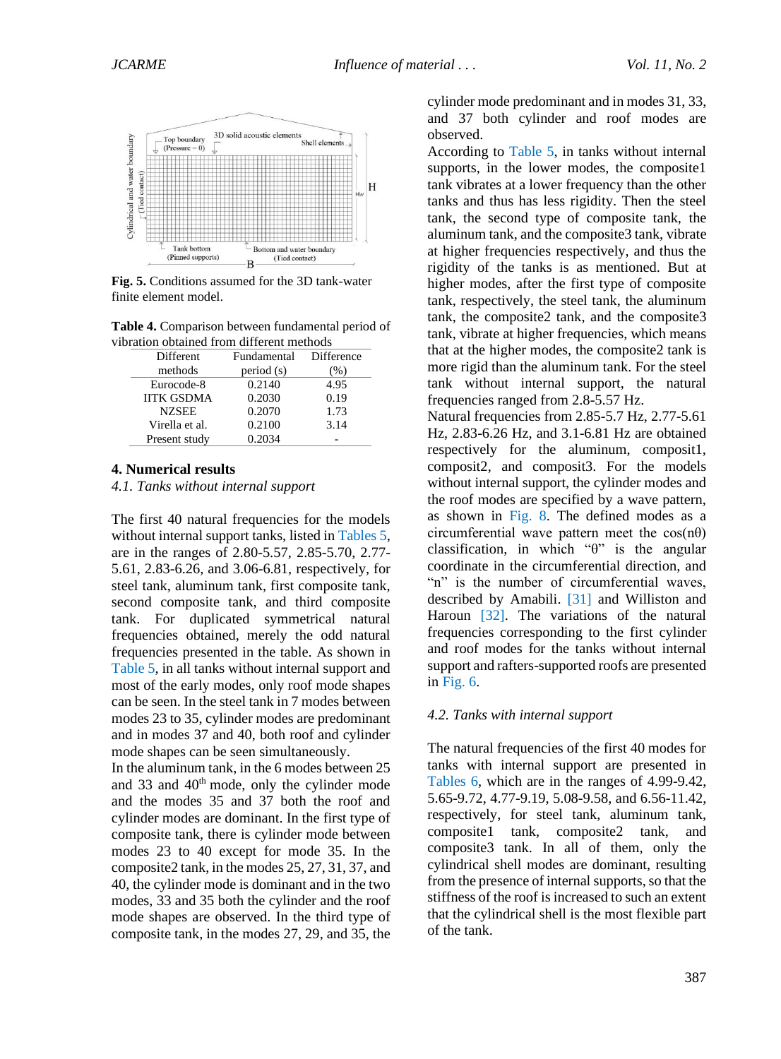Fig. 5. Conditions assumed for the 3D tank-water finite element model.

Table 4. Comparison between fundamental period of vibration obtained from different methods

| Different methods | Fundamental period (s) | Difference (%) |
|---|---|---|
| Eurocode-8 | 0.2140 | 4.95 |
| IITK GSDMA | 0.2030 | 0.19 |
| NZSEE | 0.2070 | 1.73 |
| Virella et al. | 0.2100 | 3.14 |
| Present study | 0.2034 | - |

## 4. Numerical results

### *4.1. Tanks without internal support*

The first 40 natural frequencies for the models without internal support tanks, listed in Tables 5, are in the ranges of 2.80-5.57, 2.85-5.70, 2.77-5.61, 2.83-6.26, and 3.06-6.81, respectively, for steel tank, aluminum tank, first composite tank, second composite tank, and third composite tank. For duplicated symmetrical natural frequencies obtained, merely the odd natural frequencies presented in the table. As shown in Table 5, in all tanks without internal support and most of the early modes, only roof mode shapes can be seen. In the steel tank in 7 modes between modes 23 to 35, cylinder modes are predominant and in modes 37 and 40, both roof and cylinder mode shapes can be seen simultaneously.

In the aluminum tank, in the 6 modes between 25 and 33 and 40$^{th}$ mode, only the cylinder mode and the modes 35 and 37 both the roof and cylinder modes are dominant. In the first type of composite tank, there is cylinder mode between modes 23 to 40 except for mode 35. In the composite2 tank, in the modes 25, 27, 31, 37, and 40, the cylinder mode is dominant and in the two modes, 33 and 35 both the cylinder and the roof mode shapes are observed. In the third type of composite tank, in the modes 27, 29, and 35, the cylinder mode predominant and in modes 31, 33, and 37 both cylinder and roof modes are observed.

According to Table 5, in tanks without internal supports, in the lower modes, the composite1 tank vibrates at a lower frequency than the other tanks and thus has less rigidity. Then the steel tank, the second type of composite tank, the aluminum tank, and the composite3 tank, vibrate at higher frequencies respectively, and thus the rigidity of the tanks is as mentioned. But at higher modes, after the first type of composite tank, respectively, the steel tank, the aluminum tank, the composite2 tank, and the composite3 tank, vibrate at higher frequencies, which means that at the higher modes, the composite2 tank is more rigid than the aluminum tank. For the steel tank without internal support, the natural frequencies ranged from 2.8-5.57 Hz.

Natural frequencies from 2.85-5.7 Hz, 2.77-5.61 Hz, 2.83-6.26 Hz, and 3.1-6.81 Hz are obtained respectively for the aluminum, composit1, composit2, and composit3. For the models without internal support, the cylinder modes and the roof modes are specified by a wave pattern, as shown in Fig. 8. The defined modes as a circumferential wave pattern meet the cos(nθ) classification, in which "θ" is the angular coordinate in the circumferential direction, and "n" is the number of circumferential waves, described by Amabili. [31] and Williston and Haroun [32]. The variations of the natural frequencies corresponding to the first cylinder and roof modes for the tanks without internal support and rafters-supported roofs are presented in Fig. 6.

### *4.2. Tanks with internal support*

The natural frequencies of the first 40 modes for tanks with internal support are presented in Tables 6, which are in the ranges of 4.99-9.42, 5.65-9.72, 4.77-9.19, 5.08-9.58, and 6.56-11.42, respectively, for steel tank, aluminum tank, composite1 tank, composite2 tank, and composite3 tank. In all of them, only the cylindrical shell modes are dominant, resulting from the presence of internal supports, so that the stiffness of the roof is increased to such an extent that the cylindrical shell is the most flexible part of the tank.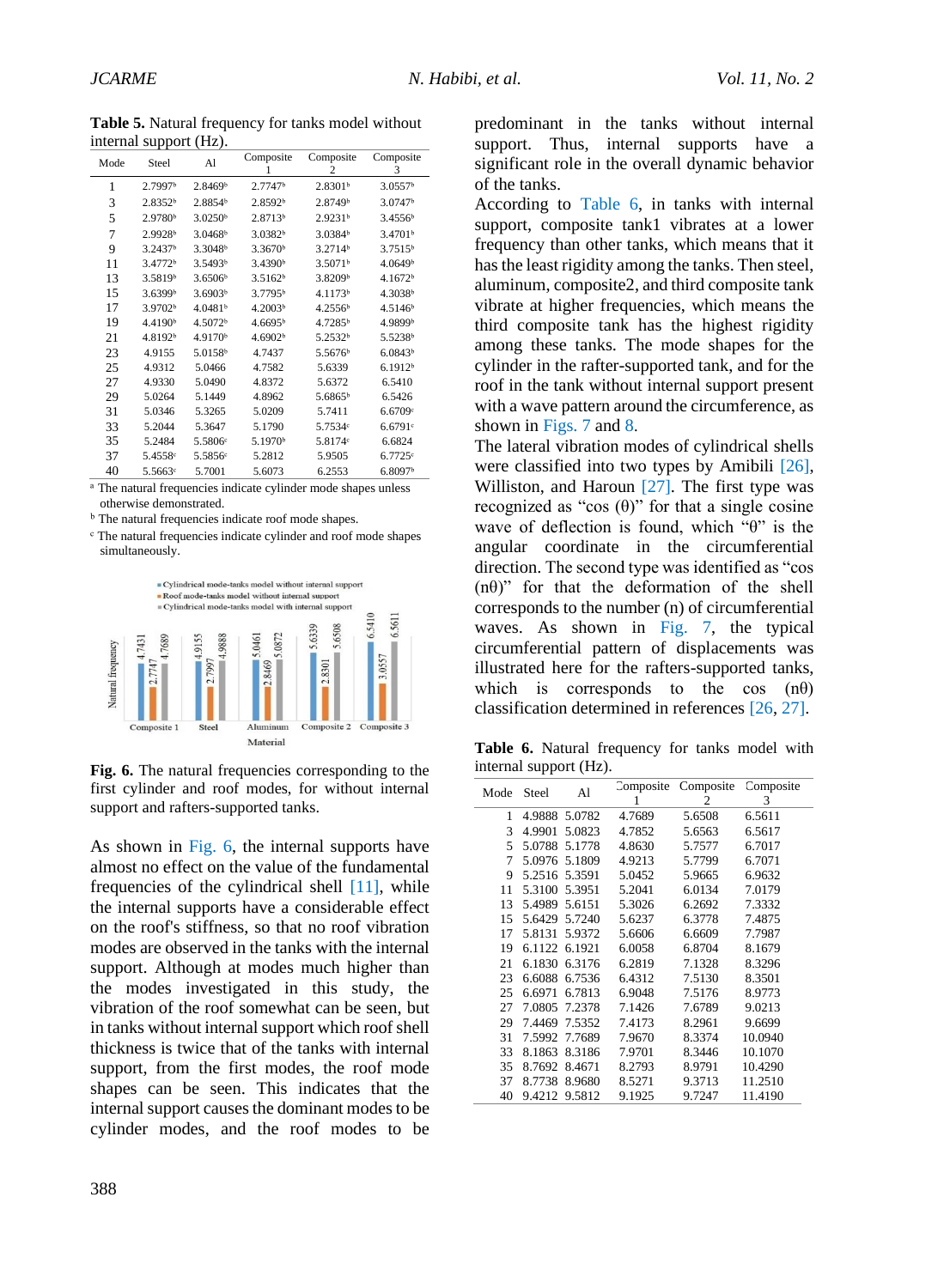**Table 5.** Natural frequency for tanks model without internal support (Hz).

| Mode | Steel | Al | Composite 1 | Composite 2 | Composite 3 |
|---|---|---|---|---|---|
| 1 | 2.7997[b] | 2.8469[b] | 2.7747[b] | 2.8301[b] | 3.0557[b] |
| 3 | 2.8352[b] | 2.8854[b] | 2.8592[b] | 2.8749[b] | 3.0747[b] |
| 5 | 2.9780[b] | 3.0250[b] | 2.8713[b] | 2.9231[b] | 3.4556[b] |
| 7 | 2.9928[b] | 3.0468[b] | 3.0382[b] | 3.0384[b] | 3.4701[b] |
| 9 | 3.2437[b] | 3.3048[b] | 3.3670[b] | 3.2714[b] | 3.7515[b] |
| 11 | 3.4772[b] | 3.5493[b] | 3.4390[b] | 3.5071[b] | 4.0649[b] |
| 13 | 3.5819[b] | 3.6506[b] | 3.5162[b] | 3.8209[b] | 4.1672[b] |
| 15 | 3.6399[b] | 3.6903[b] | 3.7795[b] | 4.1173[b] | 4.3038[b] |
| 17 | 3.9702[b] | 4.0481[b] | 4.2003[b] | 4.2556[b] | 4.5146[b] |
| 19 | 4.4190[b] | 4.5072[b] | 4.6695[b] | 4.7285[b] | 4.9899[b] |
| 21 | 4.8192[b] | 4.9170[b] | 4.6902[b] | 5.2532[b] | 5.5238[b] |
| 23 | 4.9155 | 5.0158[b] | 4.7437 | 5.5676[b] | 6.0843[b] |
| 25 | 4.9312 | 5.0466 | 4.7582 | 5.6339 | 6.1912[b] |
| 27 | 4.9330 | 5.0490 | 4.8372 | 5.6372 | 6.5410 |
| 29 | 5.0264 | 5.1449 | 4.8962 | 5.6865[b] | 6.5426 |
| 31 | 5.0346 | 5.3265 | 5.0209 | 5.7411 | 6.6709[c] |
| 33 | 5.2044 | 5.3647 | 5.1790 | 5.7534[c] | 6.6791[c] |
| 35 | 5.2484 | 5.5806[c] | 5.1970[b] | 5.8174[c] | 6.6824 |
| 37 | 5.4558[c] | 5.5856[c] | 5.2812 | 5.9505 | 6.7725[c] |
| 40 | 5.5663[c] | 5.7001 | 5.6073 | 6.2553 | 6.8097[b] |

[a] The natural frequencies indicate cylinder mode shapes unless otherwise demonstrated.

[b] The natural frequencies indicate roof mode shapes.

[c] The natural frequencies indicate cylinder and roof mode shapes simultaneously.

**Fig. 6.** The natural frequencies corresponding to the first cylinder and roof modes, for without internal support and rafters-supported tanks.

As shown in Fig. 6, the internal supports have almost no effect on the value of the fundamental frequencies of the cylindrical shell [11], while the internal supports have a considerable effect on the roof's stiffness, so that no roof vibration modes are observed in the tanks with the internal support. Although at modes much higher than the modes investigated in this study, the vibration of the roof somewhat can be seen, but in tanks without internal support which roof shell thickness is twice that of the tanks with internal support, from the first modes, the roof mode shapes can be seen. This indicates that the internal support causes the dominant modes to be cylinder modes, and the roof modes to be predominant in the tanks without internal support. Thus, internal supports have a significant role in the overall dynamic behavior of the tanks.

According to Table 6, in tanks with internal support, composite tank1 vibrates at a lower frequency than other tanks, which means that it has the least rigidity among the tanks. Then steel, aluminum, composite2, and third composite tank vibrate at higher frequencies, which means the third composite tank has the highest rigidity among these tanks. The mode shapes for the cylinder in the rafter-supported tank, and for the roof in the tank without internal support present with a wave pattern around the circumference, as shown in Figs. 7 and 8.

The lateral vibration modes of cylindrical shells were classified into two types by Amibili [26], Williston, and Haroun [27]. The first type was recognized as "cos (θ)" for that a single cosine wave of deflection is found, which "θ" is the angular coordinate in the circumferential direction. The second type was identified as "cos (nθ)" for that the deformation of the shell corresponds to the number (n) of circumferential waves. As shown in Fig. 7, the typical circumferential pattern of displacements was illustrated here for the rafters-supported tanks, which is corresponds to the cos (nθ) classification determined in references [26, 27].

**Table 6.** Natural frequency for tanks model with internal support (Hz).

| Mode | Steel | Al | Composite 1 | Composite 2 | Composite 3 |
|---|---|---|---|---|---|
| 1 | 4.9888 | 5.0782 | 4.7689 | 5.6508 | 6.5611 |
| 3 | 4.9901 | 5.0823 | 4.7852 | 5.6563 | 6.5617 |
| 5 | 5.0788 | 5.1778 | 4.8630 | 5.7577 | 6.7017 |
| 7 | 5.0976 | 5.1809 | 4.9213 | 5.7799 | 6.7071 |
| 9 | 5.2516 | 5.3591 | 5.0452 | 5.9665 | 6.9632 |
| 11 | 5.3100 | 5.3951 | 5.2041 | 6.0134 | 7.0179 |
| 13 | 5.4989 | 5.6151 | 5.3026 | 6.2692 | 7.3332 |
| 15 | 5.6429 | 5.7240 | 5.6237 | 6.3778 | 7.4875 |
| 17 | 5.8131 | 5.9372 | 5.6606 | 6.6609 | 7.7987 |
| 19 | 6.1122 | 6.1921 | 6.0058 | 6.8704 | 8.1679 |
| 21 | 6.1830 | 6.3176 | 6.2819 | 7.1328 | 8.3296 |
| 23 | 6.6088 | 6.7536 | 6.4312 | 7.5130 | 8.3501 |
| 25 | 6.6971 | 6.7813 | 6.9048 | 7.5176 | 8.9773 |
| 27 | 7.0805 | 7.2378 | 7.1426 | 7.6789 | 9.0213 |
| 29 | 7.4469 | 7.5352 | 7.4173 | 8.2961 | 9.6699 |
| 31 | 7.5992 | 7.7689 | 7.9670 | 8.3374 | 10.0940 |
| 33 | 8.1863 | 8.3186 | 7.9701 | 8.3446 | 10.1070 |
| 35 | 8.7692 | 8.4671 | 8.2793 | 8.9791 | 10.4290 |
| 37 | 8.7738 | 8.9680 | 8.5271 | 9.3713 | 11.2510 |
| 40 | 9.4212 | 9.5812 | 9.1925 | 9.7247 | 11.4190 |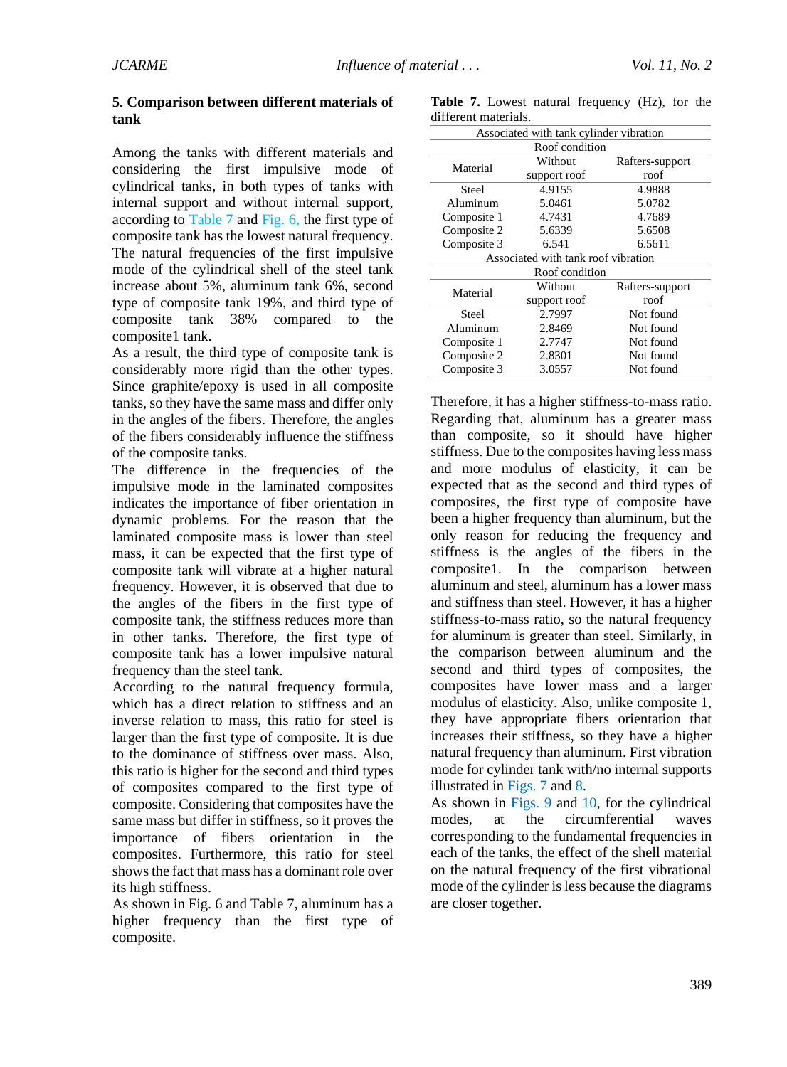## 5. Comparison between different materials of tank

Among the tanks with different materials and considering the first impulsive mode of cylindrical tanks, in both types of tanks with internal support and without internal support, according to Table 7 and Fig. 6, the first type of composite tank has the lowest natural frequency. The natural frequencies of the first impulsive mode of the cylindrical shell of the steel tank increase about 5%, aluminum tank 6%, second type of composite tank 19%, and third type of composite tank 38% compared to the composite1 tank.

As a result, the third type of composite tank is considerably more rigid than the other types. Since graphite/epoxy is used in all composite tanks, so they have the same mass and differ only in the angles of the fibers. Therefore, the angles of the fibers considerably influence the stiffness of the composite tanks.

The difference in the frequencies of the impulsive mode in the laminated composites indicates the importance of fiber orientation in dynamic problems. For the reason that the laminated composite mass is lower than steel mass, it can be expected that the first type of composite tank will vibrate at a higher natural frequency. However, it is observed that due to the angles of the fibers in the first type of composite tank, the stiffness reduces more than in other tanks. Therefore, the first type of composite tank has a lower impulsive natural frequency than the steel tank.

According to the natural frequency formula, which has a direct relation to stiffness and an inverse relation to mass, this ratio for steel is larger than the first type of composite. It is due to the dominance of stiffness over mass. Also, this ratio is higher for the second and third types of composites compared to the first type of composite. Considering that composites have the same mass but differ in stiffness, so it proves the importance of fibers orientation in the composites. Furthermore, this ratio for steel shows the fact that mass has a dominant role over its high stiffness.

As shown in Fig. 6 and Table 7, aluminum has a higher frequency than the first type of composite.

**Table 7.** Lowest natural frequency (Hz), for the different materials.

| Associated with tank cylinder vibration | | |
|---|---|---|
| Roof condition | | |
| Material | Without support roof | Rafters-support roof |
| Steel | 4.9155 | 4.9888 |
| Aluminum | 5.0461 | 5.0782 |
| Composite 1 | 4.7431 | 4.7689 |
| Composite 2 | 5.6339 | 5.6508 |
| Composite 3 | 6.541 | 6.5611 |
| **Associated with tank roof vibration** | | |
| Roof condition | | |
| Material | Without support roof | Rafters-support roof |
| Steel | 2.7997 | Not found |
| Aluminum | 2.8469 | Not found |
| Composite 1 | 2.7747 | Not found |
| Composite 2 | 2.8301 | Not found |
| Composite 3 | 3.0557 | Not found |

Therefore, it has a higher stiffness-to-mass ratio. Regarding that, aluminum has a greater mass than composite, so it should have higher stiffness. Due to the composites having less mass and more modulus of elasticity, it can be expected that as the second and third types of composites, the first type of composite have been a higher frequency than aluminum, but the only reason for reducing the frequency and stiffness is the angles of the fibers in the composite1. In the comparison between aluminum and steel, aluminum has a lower mass and stiffness than steel. However, it has a higher stiffness-to-mass ratio, so the natural frequency for aluminum is greater than steel. Similarly, in the comparison between aluminum and the second and third types of composites, the composites have lower mass and a larger modulus of elasticity. Also, unlike composite 1, they have appropriate fibers orientation that increases their stiffness, so they have a higher natural frequency than aluminum. First vibration mode for cylinder tank with/no internal supports illustrated in Figs. 7 and 8.

As shown in Figs. 9 and 10, for the cylindrical modes, at the circumferential waves corresponding to the fundamental frequencies in each of the tanks, the effect of the shell material on the natural frequency of the first vibrational mode of the cylinder is less because the diagrams are closer together.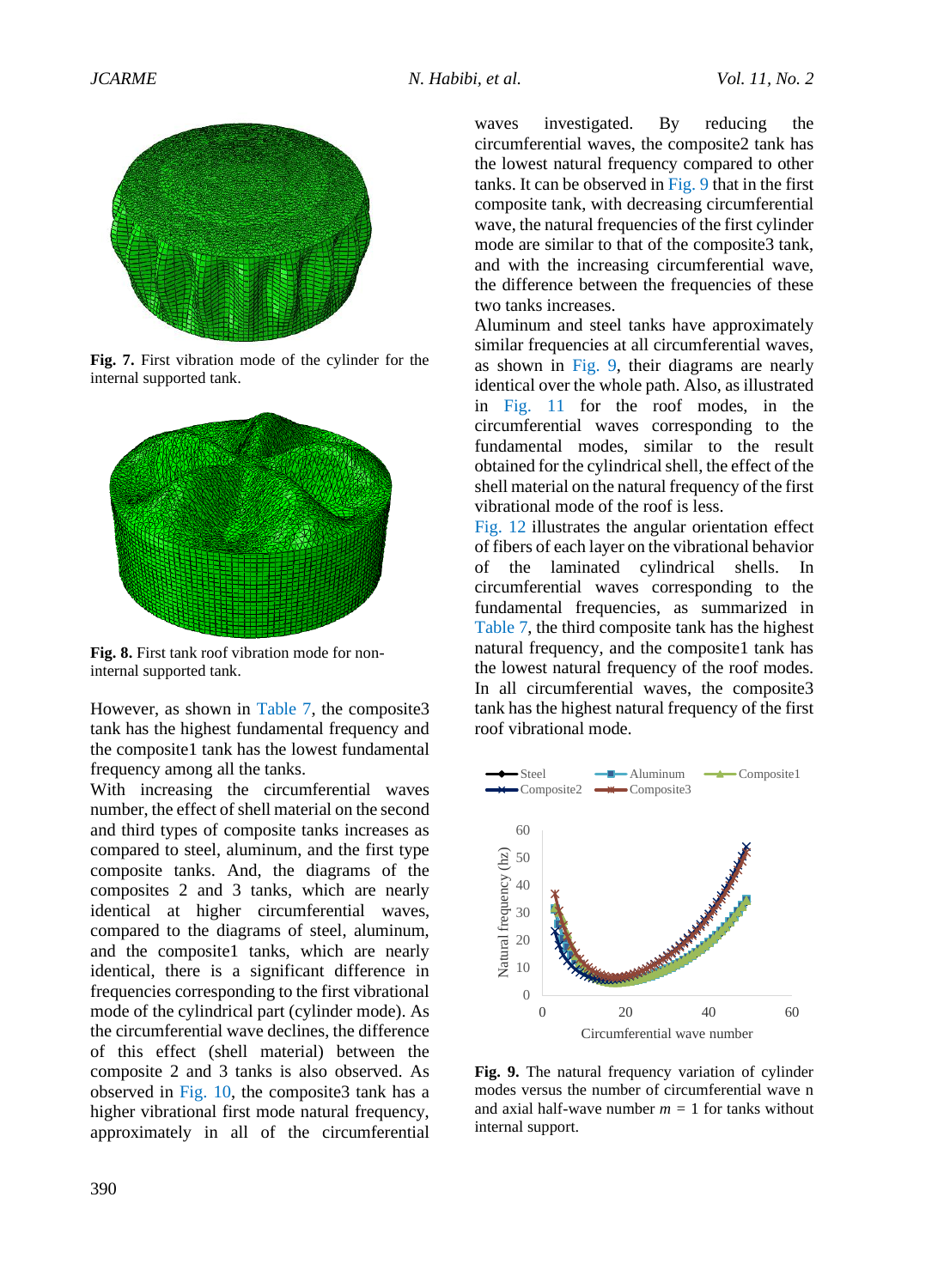**Fig. 7.** First vibration mode of the cylinder for the internal supported tank.

**Fig. 8.** First tank roof vibration mode for non-internal supported tank.

However, as shown in Table 7, the composite3 tank has the highest fundamental frequency and the composite1 tank has the lowest fundamental frequency among all the tanks.

With increasing the circumferential waves number, the effect of shell material on the second and third types of composite tanks increases as compared to steel, aluminum, and the first type composite tanks. And, the diagrams of the composites 2 and 3 tanks, which are nearly identical at higher circumferential waves, compared to the diagrams of steel, aluminum, and the composite1 tanks, which are nearly identical, there is a significant difference in frequencies corresponding to the first vibrational mode of the cylindrical part (cylinder mode). As the circumferential wave declines, the difference of this effect (shell material) between the composite 2 and 3 tanks is also observed. As observed in Fig. 10, the composite3 tank has a higher vibrational first mode natural frequency, approximately in all of the circumferential waves investigated. By reducing the circumferential waves, the composite2 tank has the lowest natural frequency compared to other tanks. It can be observed in Fig. 9 that in the first composite tank, with decreasing circumferential wave, the natural frequencies of the first cylinder mode are similar to that of the composite3 tank, and with the increasing circumferential wave, the difference between the frequencies of these two tanks increases.

Aluminum and steel tanks have approximately similar frequencies at all circumferential waves, as shown in Fig. 9, their diagrams are nearly identical over the whole path. Also, as illustrated in Fig. 11 for the roof modes, in the circumferential waves corresponding to the fundamental modes, similar to the result obtained for the cylindrical shell, the effect of the shell material on the natural frequency of the first vibrational mode of the roof is less.

Fig. 12 illustrates the angular orientation effect of fibers of each layer on the vibrational behavior of the laminated cylindrical shells. In circumferential waves corresponding to the fundamental frequencies, as summarized in Table 7, the third composite tank has the highest natural frequency, and the composite1 tank has the lowest natural frequency of the roof modes. In all circumferential waves, the composite3 tank has the highest natural frequency of the first roof vibrational mode.

**Fig. 9.** The natural frequency variation of cylinder modes versus the number of circumferential wave n and axial half-wave number $m = 1$ for tanks without internal support.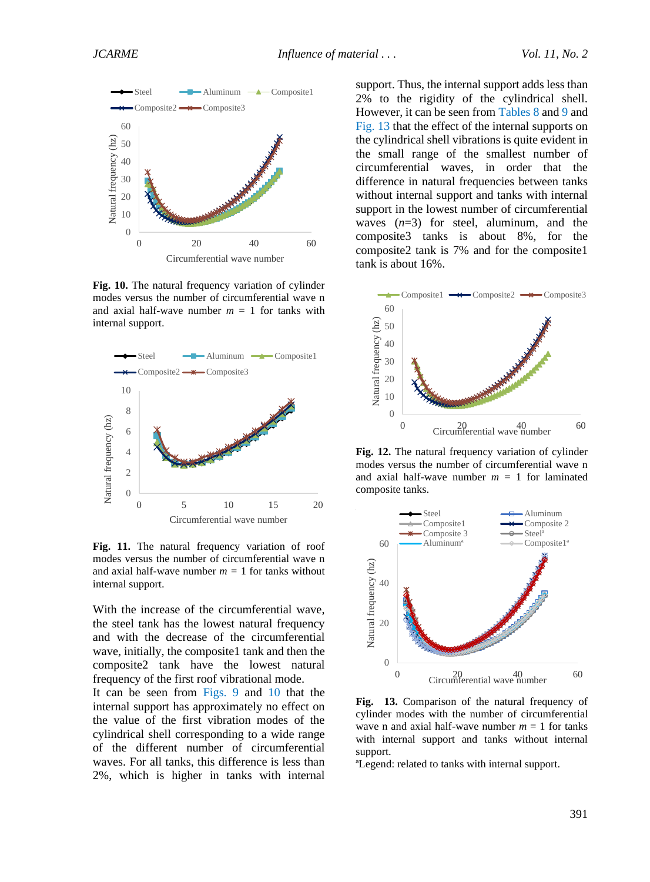**Fig. 10.** The natural frequency variation of cylinder modes versus the number of circumferential wave n and axial half-wave number $m$ = 1 for tanks with internal support.

**Fig. 11.** The natural frequency variation of roof modes versus the number of circumferential wave n and axial half-wave number $m$ = 1 for tanks without internal support.

With the increase of the circumferential wave, the steel tank has the lowest natural frequency and with the decrease of the circumferential wave, initially, the composite1 tank and then the composite2 tank have the lowest natural frequency of the first roof vibrational mode.

It can be seen from Figs. 9 and 10 that the internal support has approximately no effect on the value of the first vibration modes of the cylindrical shell corresponding to a wide range of the different number of circumferential waves. For all tanks, this difference is less than 2%, which is higher in tanks with internal support. Thus, the internal support adds less than 2% to the rigidity of the cylindrical shell. However, it can be seen from Tables 8 and 9 and Fig. 13 that the effect of the internal supports on the cylindrical shell vibrations is quite evident in the small range of the smallest number of circumferential waves, in order that the difference in natural frequencies between tanks without internal support and tanks with internal support in the lowest number of circumferential waves ($n$=3) for steel, aluminum, and the composite3 tanks is about 8%, for the composite2 tank is 7% and for the composite1 tank is about 16%.

**Fig. 12.** The natural frequency variation of cylinder modes versus the number of circumferential wave n and axial half-wave number $m$ = 1 for laminated composite tanks.

**Fig. 13.** Comparison of the natural frequency of cylinder modes with the number of circumferential wave n and axial half-wave number $m$ = 1 for tanks with internal support and tanks without internal support.

[a]Legend: related to tanks with internal support.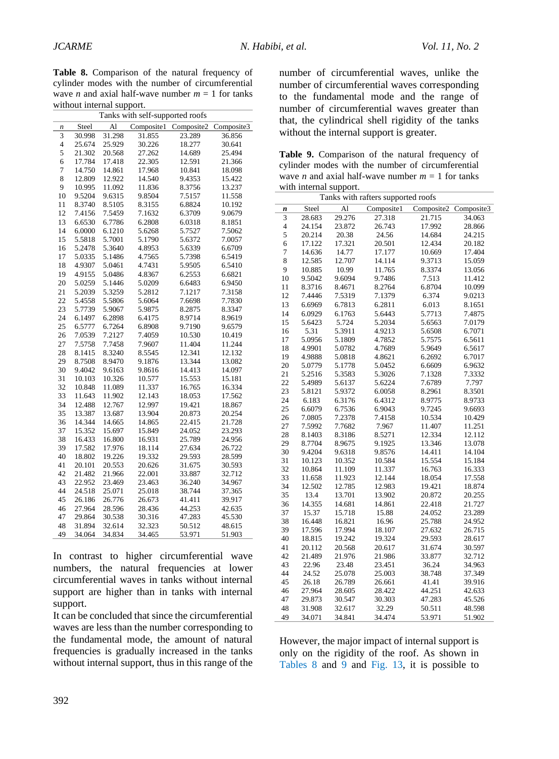**Table 8.** Comparison of the natural frequency of cylinder modes with the number of circumferential wave $n$ and axial half-wave number $m$ = 1 for tanks without internal support.

| | Tanks with self-supported roofs | | | | |
|---|---|---|---|---|---|
| $n$ | Steel | Al | Composite1 | Composite2 | Composite3 |
| 3 | 30.998 | 31.298 | 31.855 | 23.289 | 36.856 |
| 4 | 25.674 | 25.929 | 30.226 | 18.277 | 30.641 |
| 5 | 21.302 | 20.568 | 27.262 | 14.689 | 25.494 |
| 6 | 17.784 | 17.418 | 22.305 | 12.591 | 21.366 |
| 7 | 14.750 | 14.861 | 17.968 | 10.841 | 18.098 |
| 8 | 12.809 | 12.922 | 14.540 | 9.4353 | 15.422 |
| 9 | 10.995 | 11.092 | 11.836 | 8.3756 | 13.237 |
| 10 | 9.5204 | 9.6315 | 9.8504 | 7.5157 | 11.558 |
| 11 | 8.3740 | 8.5105 | 8.3155 | 6.8824 | 10.192 |
| 12 | 7.4156 | 7.5459 | 7.1632 | 6.3709 | 9.0679 |
| 13 | 6.6530 | 6.7786 | 6.2808 | 6.0318 | 8.1851 |
| 14 | 6.0000 | 6.1210 | 5.6268 | 5.7527 | 7.5062 |
| 15 | 5.5818 | 5.7001 | 5.1790 | 5.6372 | 7.0057 |
| 16 | 5.2478 | 5.3640 | 4.8953 | 5.6339 | 6.6709 |
| 17 | 5.0335 | 5.1486 | 4.7565 | 5.7398 | 6.5419 |
| 18 | 4.9307 | 5.0461 | 4.7431 | 5.9505 | 6.5410 |
| 19 | 4.9155 | 5.0486 | 4.8367 | 6.2553 | 6.6821 |
| 20 | 5.0259 | 5.1446 | 5.0209 | 6.6483 | 6.9450 |
| 21 | 5.2039 | 5.3259 | 5.2812 | 7.1217 | 7.3158 |
| 22 | 5.4558 | 5.5806 | 5.6064 | 7.6698 | 7.7830 |
| 23 | 5.7739 | 5.9067 | 5.9875 | 8.2875 | 8.3347 |
| 24 | 6.1497 | 6.2898 | 6.4175 | 8.9714 | 8.9619 |
| 25 | 6.5777 | 6.7264 | 6.8908 | 9.7190 | 9.6579 |
| 26 | 7.0539 | 7.2127 | 7.4059 | 10.530 | 10.419 |
| 27 | 7.5758 | 7.7458 | 7.9607 | 11.404 | 11.244 |
| 28 | 8.1415 | 8.3240 | 8.5545 | 12.341 | 12.132 |
| 29 | 8.7508 | 8.9470 | 9.1876 | 13.344 | 13.082 |
| 30 | 9.4042 | 9.6163 | 9.8616 | 14.413 | 14.097 |
| 31 | 10.103 | 10.326 | 10.577 | 15.553 | 15.181 |
| 32 | 10.848 | 11.089 | 11.337 | 16.765 | 16.334 |
| 33 | 11.643 | 11.902 | 12.143 | 18.053 | 17.562 |
| 34 | 12.488 | 12.767 | 12.997 | 19.421 | 18.867 |
| 35 | 13.387 | 13.687 | 13.904 | 20.873 | 20.254 |
| 36 | 14.344 | 14.665 | 14.865 | 22.415 | 21.728 |
| 37 | 15.352 | 15.697 | 15.849 | 24.052 | 23.293 |
| 38 | 16.433 | 16.800 | 16.931 | 25.789 | 24.956 |
| 39 | 17.582 | 17.976 | 18.114 | 27.634 | 26.722 |
| 40 | 18.802 | 19.226 | 19.332 | 29.593 | 28.599 |
| 41 | 20.101 | 20.553 | 20.626 | 31.675 | 30.593 |
| 42 | 21.482 | 21.966 | 22.001 | 33.887 | 32.712 |
| 43 | 22.952 | 23.469 | 23.463 | 36.240 | 34.967 |
| 44 | 24.518 | 25.071 | 25.018 | 38.744 | 37.365 |
| 45 | 26.186 | 26.776 | 26.673 | 41.411 | 39.917 |
| 46 | 27.964 | 28.596 | 28.436 | 44.253 | 42.635 |
| 47 | 29.864 | 30.538 | 30.316 | 47.283 | 45.530 |
| 48 | 31.894 | 32.614 | 32.323 | 50.512 | 48.615 |
| 49 | 34.064 | 34.834 | 34.465 | 53.971 | 51.903 |

In contrast to higher circumferential wave numbers, the natural frequencies at lower circumferential waves in tanks without internal support are higher than in tanks with internal support.

It can be concluded that since the circumferential waves are less than the number corresponding to the fundamental mode, the amount of natural frequencies is gradually increased in the tanks without internal support, thus in this range of the number of circumferential waves, unlike the number of circumferential waves corresponding to the fundamental mode and the range of number of circumferential waves greater than that, the cylindrical shell rigidity of the tanks without the internal support is greater.

**Table 9.** Comparison of the natural frequency of cylinder modes with the number of circumferential wave $n$ and axial half-wave number $m$ = 1 for tanks with internal support.

| | Tanks with rafters supported roofs | | | | |
|---|---|---|---|---|---|
| $n$ | Steel | Al | Composite1 | Composite2 | Composite3 |
| 3 | 28.683 | 29.276 | 27.318 | 21.715 | 34.063 |
| 4 | 24.154 | 23.872 | 26.743 | 17.992 | 28.866 |
| 5 | 20.214 | 20.38 | 24.56 | 14.684 | 24.215 |
| 6 | 17.122 | 17.321 | 20.501 | 12.434 | 20.182 |
| 7 | 14.636 | 14.77 | 17.177 | 10.669 | 17.404 |
| 8 | 12.585 | 12.707 | 14.114 | 9.3713 | 15.059 |
| 9 | 10.885 | 10.99 | 11.765 | 8.3374 | 13.056 |
| 10 | 9.5042 | 9.6094 | 9.7486 | 7.513 | 11.412 |
| 11 | 8.3716 | 8.4671 | 8.2764 | 6.8704 | 10.099 |
| 12 | 7.4446 | 7.5319 | 7.1379 | 6.374 | 9.0213 |
| 13 | 6.6969 | 6.7813 | 6.2811 | 6.013 | 8.1651 |
| 14 | 6.0929 | 6.1763 | 5.6443 | 5.7713 | 7.4875 |
| 15 | 5.6423 | 5.724 | 5.2034 | 5.6563 | 7.0179 |
| 16 | 5.31 | 5.3911 | 4.9213 | 5.6508 | 6.7071 |
| 17 | 5.0956 | 5.1809 | 4.7852 | 5.7575 | 6.5611 |
| 18 | 4.9901 | 5.0782 | 4.7689 | 5.9649 | 6.5617 |
| 19 | 4.9888 | 5.0818 | 4.8621 | 6.2692 | 6.7017 |
| 20 | 5.0779 | 5.1778 | 5.0452 | 6.6609 | 6.9632 |
| 21 | 5.2516 | 5.3583 | 5.3026 | 7.1328 | 7.3332 |
| 22 | 5.4989 | 5.6137 | 5.6224 | 7.6789 | 7.797 |
| 23 | 5.8121 | 5.9372 | 6.0058 | 8.2961 | 8.3501 |
| 24 | 6.183 | 6.3176 | 6.4312 | 8.9775 | 8.9733 |
| 25 | 6.6079 | 6.7536 | 6.9043 | 9.7245 | 9.6693 |
| 26 | 7.0805 | 7.2378 | 7.4158 | 10.534 | 10.429 |
| 27 | 7.5992 | 7.7682 | 7.967 | 11.407 | 11.251 |
| 28 | 8.1403 | 8.3186 | 8.5271 | 12.334 | 12.112 |
| 29 | 8.7704 | 8.9675 | 9.1925 | 13.346 | 13.078 |
| 30 | 9.4204 | 9.6318 | 9.8576 | 14.411 | 14.104 |
| 31 | 10.123 | 10.352 | 10.584 | 15.554 | 15.184 |
| 32 | 10.864 | 11.109 | 11.337 | 16.763 | 16.333 |
| 33 | 11.658 | 11.923 | 12.144 | 18.054 | 17.558 |
| 34 | 12.502 | 12.785 | 12.983 | 19.421 | 18.874 |
| 35 | 13.4 | 13.701 | 13.902 | 20.872 | 20.255 |
| 36 | 14.355 | 14.681 | 14.861 | 22.418 | 21.727 |
| 37 | 15.37 | 15.718 | 15.88 | 24.052 | 23.289 |
| 38 | 16.448 | 16.821 | 16.96 | 25.788 | 24.952 |
| 39 | 17.596 | 17.994 | 18.107 | 27.632 | 26.715 |
| 40 | 18.815 | 19.242 | 19.324 | 29.593 | 28.617 |
| 41 | 20.112 | 20.568 | 20.617 | 31.674 | 30.597 |
| 42 | 21.489 | 21.976 | 21.986 | 33.877 | 32.712 |
| 43 | 22.96 | 23.48 | 23.451 | 36.24 | 34.963 |
| 44 | 24.52 | 25.078 | 25.003 | 38.748 | 37.349 |
| 45 | 26.18 | 26.789 | 26.661 | 41.41 | 39.916 |
| 46 | 27.964 | 28.605 | 28.422 | 44.251 | 42.633 |
| 47 | 29.873 | 30.547 | 30.303 | 47.283 | 45.526 |
| 48 | 31.908 | 32.617 | 32.29 | 50.511 | 48.598 |
| 49 | 34.071 | 34.841 | 34.474 | 53.971 | 51.902 |

However, the major impact of internal support is only on the rigidity of the roof. As shown in Tables 8 and 9 and Fig. 13, it is possible to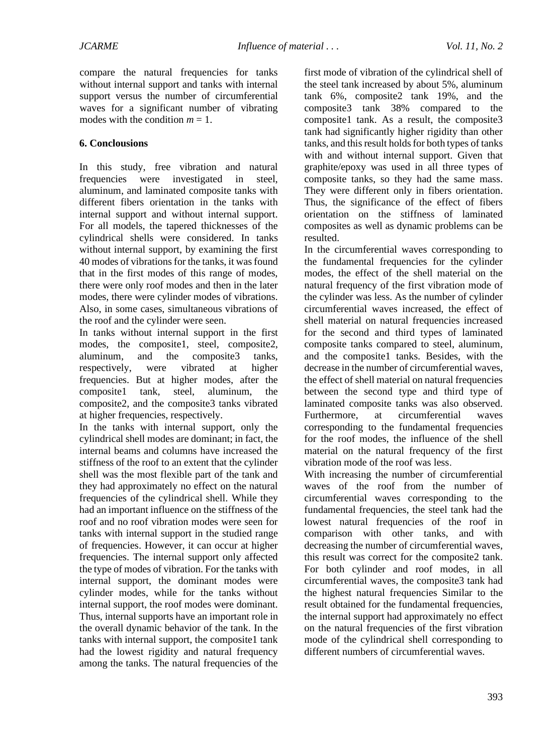compare the natural frequencies for tanks without internal support and tanks with internal support versus the number of circumferential waves for a significant number of vibrating modes with the condition $m = 1$.

## 6. Conclousions

In this study, free vibration and natural frequencies were investigated in steel, aluminum, and laminated composite tanks with different fibers orientation in the tanks with internal support and without internal support. For all models, the tapered thicknesses of the cylindrical shells were considered. In tanks without internal support, by examining the first 40 modes of vibrations for the tanks, it was found that in the first modes of this range of modes, there were only roof modes and then in the later modes, there were cylinder modes of vibrations. Also, in some cases, simultaneous vibrations of the roof and the cylinder were seen.

In tanks without internal support in the first modes, the composite1, steel, composite2, aluminum, and the composite3 tanks, respectively, were vibrated at higher frequencies. But at higher modes, after the composite1 tank, steel, aluminum, the composite2, and the composite3 tanks vibrated at higher frequencies, respectively.

In the tanks with internal support, only the cylindrical shell modes are dominant; in fact, the internal beams and columns have increased the stiffness of the roof to an extent that the cylinder shell was the most flexible part of the tank and they had approximately no effect on the natural frequencies of the cylindrical shell. While they had an important influence on the stiffness of the roof and no roof vibration modes were seen for tanks with internal support in the studied range of frequencies. However, it can occur at higher frequencies. The internal support only affected the type of modes of vibration. For the tanks with internal support, the dominant modes were cylinder modes, while for the tanks without internal support, the roof modes were dominant. Thus, internal supports have an important role in the overall dynamic behavior of the tank. In the tanks with internal support, the composite1 tank had the lowest rigidity and natural frequency among the tanks. The natural frequencies of the first mode of vibration of the cylindrical shell of the steel tank increased by about 5%, aluminum tank 6%, composite2 tank 19%, and the composite3 tank 38% compared to the composite1 tank. As a result, the composite3 tank had significantly higher rigidity than other tanks, and this result holds for both types of tanks with and without internal support. Given that graphite/epoxy was used in all three types of composite tanks, so they had the same mass. They were different only in fibers orientation. Thus, the significance of the effect of fibers orientation on the stiffness of laminated composites as well as dynamic problems can be resulted.

In the circumferential waves corresponding to the fundamental frequencies for the cylinder modes, the effect of the shell material on the natural frequency of the first vibration mode of the cylinder was less. As the number of cylinder circumferential waves increased, the effect of shell material on natural frequencies increased for the second and third types of laminated composite tanks compared to steel, aluminum, and the composite1 tanks. Besides, with the decrease in the number of circumferential waves, the effect of shell material on natural frequencies between the second type and third type of laminated composite tanks was also observed. Furthermore, at circumferential waves corresponding to the fundamental frequencies for the roof modes, the influence of the shell material on the natural frequency of the first vibration mode of the roof was less.

With increasing the number of circumferential waves of the roof from the number of circumferential waves corresponding to the fundamental frequencies, the steel tank had the lowest natural frequencies of the roof in comparison with other tanks, and with decreasing the number of circumferential waves, this result was correct for the composite2 tank. For both cylinder and roof modes, in all circumferential waves, the composite3 tank had the highest natural frequencies Similar to the result obtained for the fundamental frequencies, the internal support had approximately no effect on the natural frequencies of the first vibration mode of the cylindrical shell corresponding to different numbers of circumferential waves.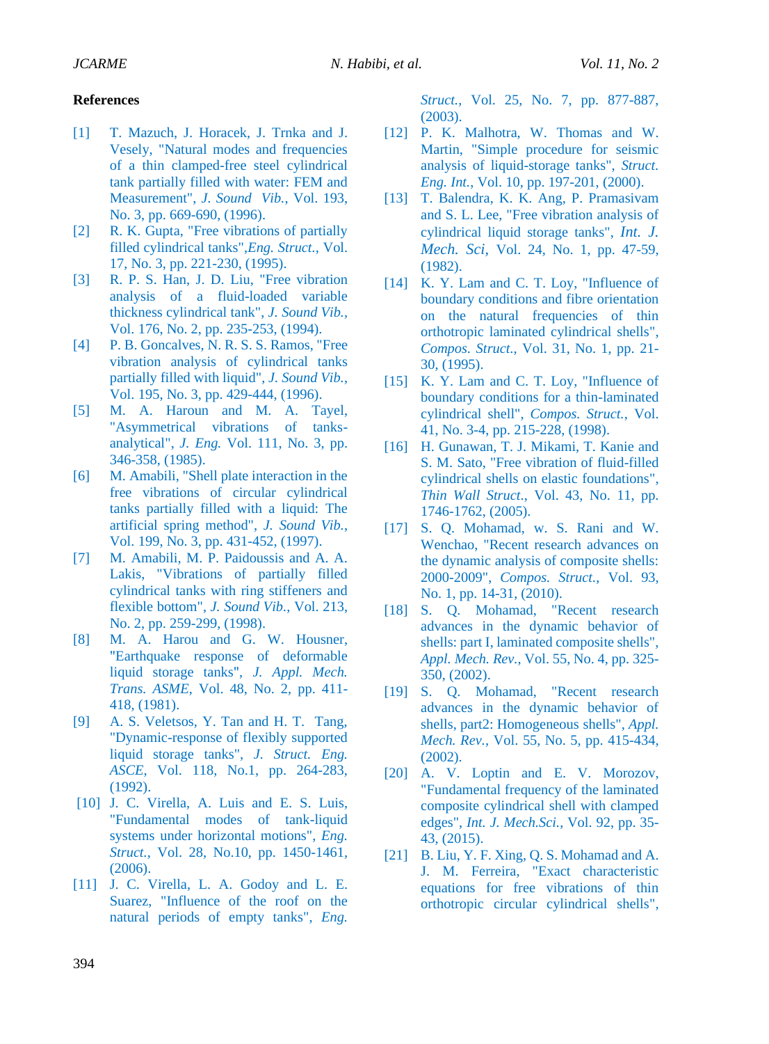## References

[1] T. Mazuch, J. Horacek, J. Trnka and J. Vesely, "Natural modes and frequencies of a thin clamped-free steel cylindrical tank partially filled with water: FEM and Measurement", *J. Sound Vib.*, Vol. 193, No. 3, pp. 669-690, (1996).

[2] R. K. Gupta, "Free vibrations of partially filled cylindrical tanks",*Eng. Struct.*, Vol. 17, No. 3, pp. 221-230, (1995).

[3] R. P. S. Han, J. D. Liu, "Free vibration analysis of a fluid-loaded variable thickness cylindrical tank", *J. Sound Vib.*, Vol. 176, No. 2, pp. 235-253, (1994).

[4] P. B. Goncalves, N. R. S. S. Ramos, "Free vibration analysis of cylindrical tanks partially filled with liquid", *J. Sound Vib.*, Vol. 195, No. 3, pp. 429-444, (1996).

[5] M. A. Haroun and M. A. Tayel, "Asymmetrical vibrations of tanks-analytical", *J. Eng.* Vol. 111, No. 3, pp. 346-358, (1985).

[6] M. Amabili, "Shell plate interaction in the free vibrations of circular cylindrical tanks partially filled with a liquid: The artificial spring method", *J. Sound Vib.*, Vol. 199, No. 3, pp. 431-452, (1997).

[7] M. Amabili, M. P. Paidoussis and A. A. Lakis, "Vibrations of partially filled cylindrical tanks with ring stiffeners and flexible bottom", *J. Sound Vib.*, Vol. 213, No. 2, pp. 259-299, (1998).

[8] M. A. Harou and G. W. Housner, "Earthquake response of deformable liquid storage tanks", *J. Appl. Mech. Trans. ASME*, Vol. 48, No. 2, pp. 411-418, (1981).

[9] A. S. Veletsos, Y. Tan and H. T. Tang, "Dynamic-response of flexibly supported liquid storage tanks", *J. Struct. Eng. ASCE*, Vol. 118, No.1, pp. 264-283, (1992).

[10] J. C. Virella, A. Luis and E. S. Luis, "Fundamental modes of tank-liquid systems under horizontal motions", *Eng. Struct.*, Vol. 28, No.10, pp. 1450-1461, (2006).

[11] J. C. Virella, L. A. Godoy and L. E. Suarez, "Influence of the roof on the natural periods of empty tanks", *Eng. Struct.*, Vol. 25, No. 7, pp. 877-887, (2003).

[12] P. K. Malhotra, W. Thomas and W. Martin, "Simple procedure for seismic analysis of liquid-storage tanks", *Struct. Eng. Int.*, Vol. 10, pp. 197-201, (2000).

[13] T. Balendra, K. K. Ang, P. Pramasivam and S. L. Lee, "Free vibration analysis of cylindrical liquid storage tanks", *Int. J. Mech. Sci*, Vol. 24, No. 1, pp. 47-59, (1982).

[14] K. Y. Lam and C. T. Loy, "Influence of boundary conditions and fibre orientation on the natural frequencies of thin orthotropic laminated cylindrical shells", *Compos. Struct*., Vol. 31, No. 1, pp. 21-30, (1995).

[15] K. Y. Lam and C. T. Loy, "Influence of boundary conditions for a thin-laminated cylindrical shell", *Compos. Struct.*, Vol. 41, No. 3-4, pp. 215-228, (1998).

[16] H. Gunawan, T. J. Mikami, T. Kanie and S. M. Sato, "Free vibration of fluid-filled cylindrical shells on elastic foundations", *Thin Wall Struct*., Vol. 43, No. 11, pp. 1746-1762, (2005).

[17] S. Q. Mohamad, w. S. Rani and W. Wenchao, "Recent research advances on the dynamic analysis of composite shells: 2000-2009", *Compos. Struct.*, Vol. 93, No. 1, pp. 14-31, (2010).

[18] S. Q. Mohamad, "Recent research advances in the dynamic behavior of shells: part I, laminated composite shells", *Appl. Mech. Rev.*, Vol. 55, No. 4, pp. 325-350, (2002).

[19] S. Q. Mohamad, "Recent research advances in the dynamic behavior of shells, part2: Homogeneous shells", *Appl. Mech. Rev.*, Vol. 55, No. 5, pp. 415-434, (2002).

[20] A. V. Loptin and E. V. Morozov, "Fundamental frequency of the laminated composite cylindrical shell with clamped edges", *Int. J. Mech.Sci.*, Vol. 92, pp. 35-43, (2015).

[21] B. Liu, Y. F. Xing, Q. S. Mohamad and A. J. M. Ferreira, "Exact characteristic equations for free vibrations of thin orthotropic circular cylindrical shells",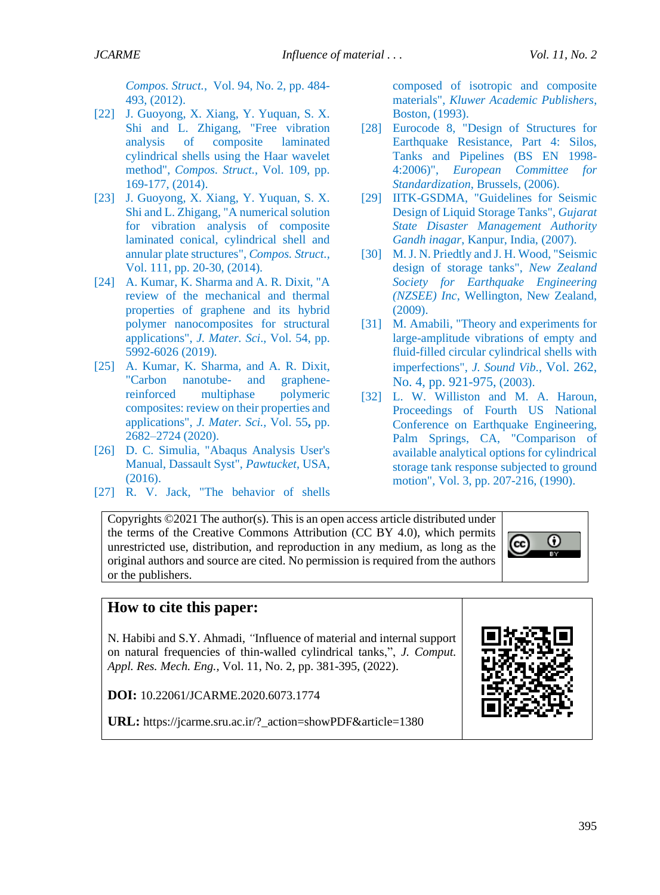*Compos. Struct.*, Vol. 94, No. 2, pp. 484-493, (2012).

[22] J. Guoyong, X. Xiang, Y. Yuquan, S. X. Shi and L. Zhigang, "Free vibration analysis of composite laminated cylindrical shells using the Haar wavelet method", *Compos. Struct.*, Vol. 109, pp. 169-177, (2014).

[23] J. Guoyong, X. Xiang, Y. Yuquan, S. X. Shi and L. Zhigang, "A numerical solution for vibration analysis of composite laminated conical, cylindrical shell and annular plate structures", *Compos. Struct.*, Vol. 111, pp. 20-30, (2014).

[24] A. Kumar, K. Sharma and A. R. Dixit, "A review of the mechanical and thermal properties of graphene and its hybrid polymer nanocomposites for structural applications", *J. Mater. Sci.*, Vol. 54, pp. 5992-6026 (2019).

[25] A. Kumar, K. Sharma, and A. R. Dixit, "Carbon nanotube- and graphene-reinforced multiphase polymeric composites: review on their properties and applications", *J. Mater. Sci.*, Vol. 55, pp. 2682–2724 (2020).

[26] D. C. Simulia, "Abaqus Analysis User's Manual, Dassault Syst", *Pawtucket*, USA, (2016).

[27] R. V. Jack, "The behavior of shells composed of isotropic and composite materials", *Kluwer Academic Publishers*, Boston, (1993).

[28] Eurocode 8, "Design of Structures for Earthquake Resistance, Part 4: Silos, Tanks and Pipelines (BS EN 1998-4:2006)", *European Committee for Standardization*, Brussels, (2006).

[29] IITK-GSDMA, "Guidelines for Seismic Design of Liquid Storage Tanks", *Gujarat State Disaster Management Authority Gandh inagar*, Kanpur, India, (2007).

[30] M. J. N. Priedtly and J. H. Wood, "Seismic design of storage tanks", *New Zealand Society for Earthquake Engineering (NZSEE) Inc*, Wellington, New Zealand, (2009).

[31] M. Amabili, "Theory and experiments for large-amplitude vibrations of empty and fluid-filled circular cylindrical shells with imperfections", *J. Sound Vib.*, Vol. 262, No. 4, pp. 921-975, (2003).

[32] L. W. Williston and M. A. Haroun, Proceedings of Fourth US National Conference on Earthquake Engineering, Palm Springs, CA, "Comparison of available analytical options for cylindrical storage tank response subjected to ground motion", Vol. 3, pp. 207-216, (1990).

Copyrights ©2021 The author(s). This is an open access article distributed under the terms of the Creative Commons Attribution (CC BY 4.0), which permits unrestricted use, distribution, and reproduction in any medium, as long as the original authors and source are cited. No permission is required from the authors or the publishers.

## How to cite this paper:

N. Habibi and S.Y. Ahmadi, *"*Influence of material and internal support on natural frequencies of thin-walled cylindrical tanks,", *J. Comput. Appl. Res. Mech. Eng.*, Vol. 11, No. 2, pp. 381-395, (2022).

**DOI:** 10.22061/JCARME.2020.6073.1774

**URL:** https://jcarme.sru.ac.ir/?_action=showPDF&article=1380